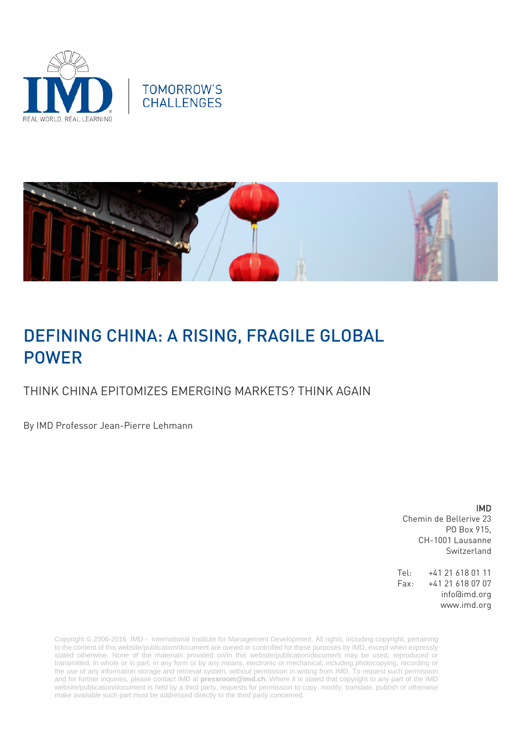TOMORROW'S CHALLENGES

# DEFINING CHINA: A RISING, FRAGILE GLOBAL POWER

## THINK CHINA EPITOMIZES EMERGING MARKETS? THINK AGAIN

By IMD Professor Jean-Pierre Lehmann

**IMD**
Chemin de Bellerive 23
PO Box 915,
CH-1001 Lausanne
Switzerland

Tel: +41 21 618 01 11
Fax: +41 21 618 07 07
info@imd.org
www.imd.org

Copyright © 2006-2016 IMD - International Institute for Management Development. All rights, including copyright, pertaining to the content of this website/publication/document are owned or controlled for these purposes by IMD, except when expressly stated otherwise. None of the materials provided on/in this website/publication/document may be used, reproduced or transmitted, in whole or in part, in any form or by any means, electronic or mechanical, including photocopying, recording or the use of any information storage and retrieval system, without permission in writing from IMD. To request such permission and for further inquiries, please contact IMD at **pressroom@imd.ch**. Where it is stated that copyright to any part of the IMD website/publication/document is held by a third party, requests for permission to copy, modify, translate, publish or otherwise make available such part must be addressed directly to the third party concerned.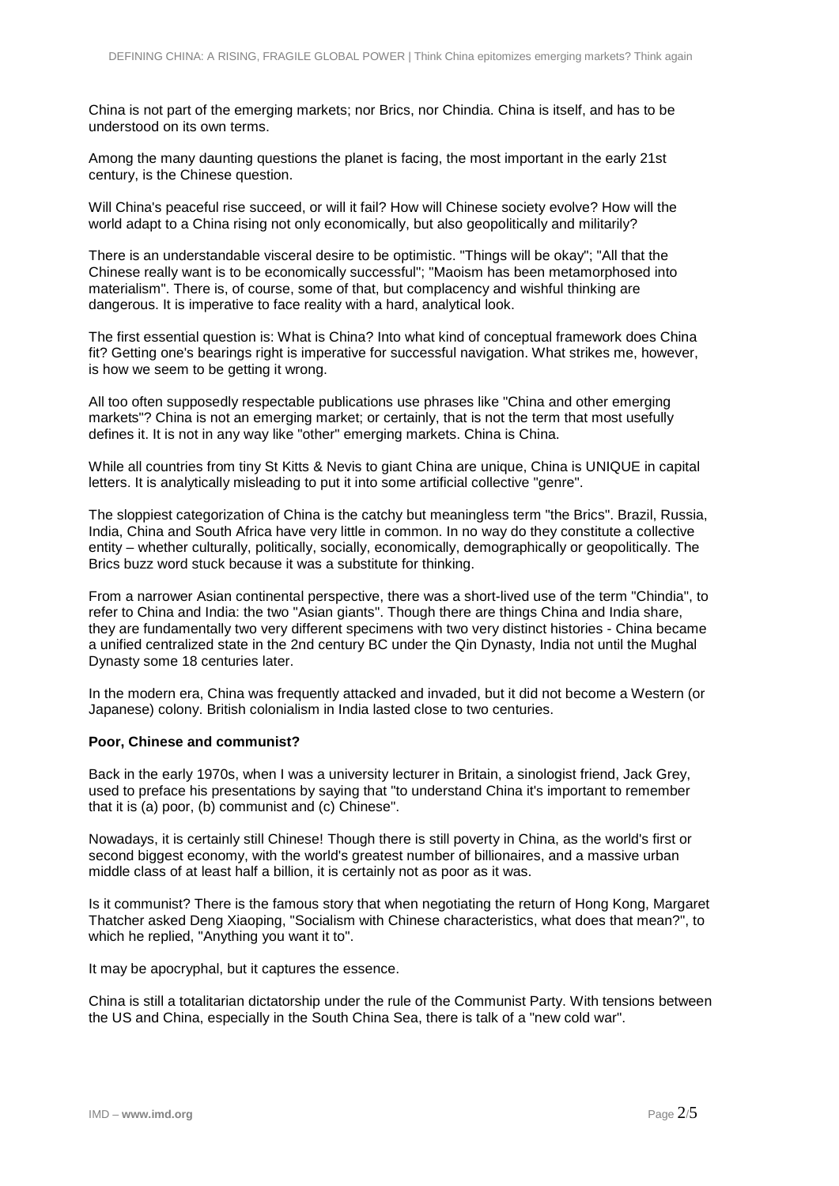China is not part of the emerging markets; nor Brics, nor Chindia. China is itself, and has to be understood on its own terms.

Among the many daunting questions the planet is facing, the most important in the early 21st century, is the Chinese question.

Will China's peaceful rise succeed, or will it fail? How will Chinese society evolve? How will the world adapt to a China rising not only economically, but also geopolitically and militarily?

There is an understandable visceral desire to be optimistic. "Things will be okay"; "All that the Chinese really want is to be economically successful"; "Maoism has been metamorphosed into materialism". There is, of course, some of that, but complacency and wishful thinking are dangerous. It is imperative to face reality with a hard, analytical look.

The first essential question is: What is China? Into what kind of conceptual framework does China fit? Getting one's bearings right is imperative for successful navigation. What strikes me, however, is how we seem to be getting it wrong.

All too often supposedly respectable publications use phrases like "China and other emerging markets"? China is not an emerging market; or certainly, that is not the term that most usefully defines it. It is not in any way like "other" emerging markets. China is China.

While all countries from tiny St Kitts & Nevis to giant China are unique, China is UNIQUE in capital letters. It is analytically misleading to put it into some artificial collective "genre".

The sloppiest categorization of China is the catchy but meaningless term "the Brics". Brazil, Russia, India, China and South Africa have very little in common. In no way do they constitute a collective entity – whether culturally, politically, socially, economically, demographically or geopolitically. The Brics buzz word stuck because it was a substitute for thinking.

From a narrower Asian continental perspective, there was a short-lived use of the term "Chindia", to refer to China and India: the two "Asian giants". Though there are things China and India share, they are fundamentally two very different specimens with two very distinct histories - China became a unified centralized state in the 2nd century BC under the Qin Dynasty, India not until the Mughal Dynasty some 18 centuries later.

In the modern era, China was frequently attacked and invaded, but it did not become a Western (or Japanese) colony. British colonialism in India lasted close to two centuries.

**Poor, Chinese and communist?**

Back in the early 1970s, when I was a university lecturer in Britain, a sinologist friend, Jack Grey, used to preface his presentations by saying that "to understand China it's important to remember that it is (a) poor, (b) communist and (c) Chinese".

Nowadays, it is certainly still Chinese! Though there is still poverty in China, as the world's first or second biggest economy, with the world's greatest number of billionaires, and a massive urban middle class of at least half a billion, it is certainly not as poor as it was.

Is it communist? There is the famous story that when negotiating the return of Hong Kong, Margaret Thatcher asked Deng Xiaoping, "Socialism with Chinese characteristics, what does that mean?", to which he replied, "Anything you want it to".

It may be apocryphal, but it captures the essence.

China is still a totalitarian dictatorship under the rule of the Communist Party. With tensions between the US and China, especially in the South China Sea, there is talk of a "new cold war".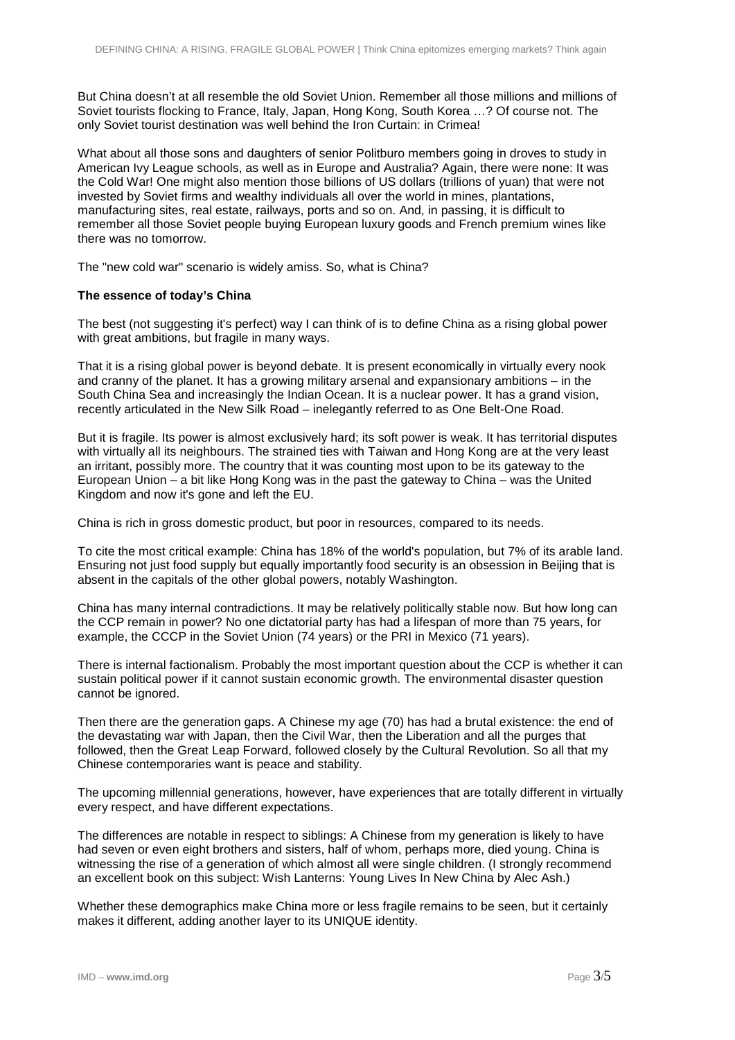But China doesn't at all resemble the old Soviet Union. Remember all those millions and millions of Soviet tourists flocking to France, Italy, Japan, Hong Kong, South Korea …? Of course not. The only Soviet tourist destination was well behind the Iron Curtain: in Crimea!

What about all those sons and daughters of senior Politburo members going in droves to study in American Ivy League schools, as well as in Europe and Australia? Again, there were none: It was the Cold War! One might also mention those billions of US dollars (trillions of yuan) that were not invested by Soviet firms and wealthy individuals all over the world in mines, plantations, manufacturing sites, real estate, railways, ports and so on. And, in passing, it is difficult to remember all those Soviet people buying European luxury goods and French premium wines like there was no tomorrow.

The "new cold war" scenario is widely amiss. So, what is China?

**The essence of today's China**

The best (not suggesting it's perfect) way I can think of is to define China as a rising global power with great ambitions, but fragile in many ways.

That it is a rising global power is beyond debate. It is present economically in virtually every nook and cranny of the planet. It has a growing military arsenal and expansionary ambitions – in the South China Sea and increasingly the Indian Ocean. It is a nuclear power. It has a grand vision, recently articulated in the New Silk Road – inelegantly referred to as One Belt-One Road.

But it is fragile. Its power is almost exclusively hard; its soft power is weak. It has territorial disputes with virtually all its neighbours. The strained ties with Taiwan and Hong Kong are at the very least an irritant, possibly more. The country that it was counting most upon to be its gateway to the European Union – a bit like Hong Kong was in the past the gateway to China – was the United Kingdom and now it's gone and left the EU.

China is rich in gross domestic product, but poor in resources, compared to its needs.

To cite the most critical example: China has 18% of the world's population, but 7% of its arable land. Ensuring not just food supply but equally importantly food security is an obsession in Beijing that is absent in the capitals of the other global powers, notably Washington.

China has many internal contradictions. It may be relatively politically stable now. But how long can the CCP remain in power? No one dictatorial party has had a lifespan of more than 75 years, for example, the CCCP in the Soviet Union (74 years) or the PRI in Mexico (71 years).

There is internal factionalism. Probably the most important question about the CCP is whether it can sustain political power if it cannot sustain economic growth. The environmental disaster question cannot be ignored.

Then there are the generation gaps. A Chinese my age (70) has had a brutal existence: the end of the devastating war with Japan, then the Civil War, then the Liberation and all the purges that followed, then the Great Leap Forward, followed closely by the Cultural Revolution. So all that my Chinese contemporaries want is peace and stability.

The upcoming millennial generations, however, have experiences that are totally different in virtually every respect, and have different expectations.

The differences are notable in respect to siblings: A Chinese from my generation is likely to have had seven or even eight brothers and sisters, half of whom, perhaps more, died young. China is witnessing the rise of a generation of which almost all were single children. (I strongly recommend an excellent book on this subject: Wish Lanterns: Young Lives In New China by Alec Ash.)

Whether these demographics make China more or less fragile remains to be seen, but it certainly makes it different, adding another layer to its UNIQUE identity.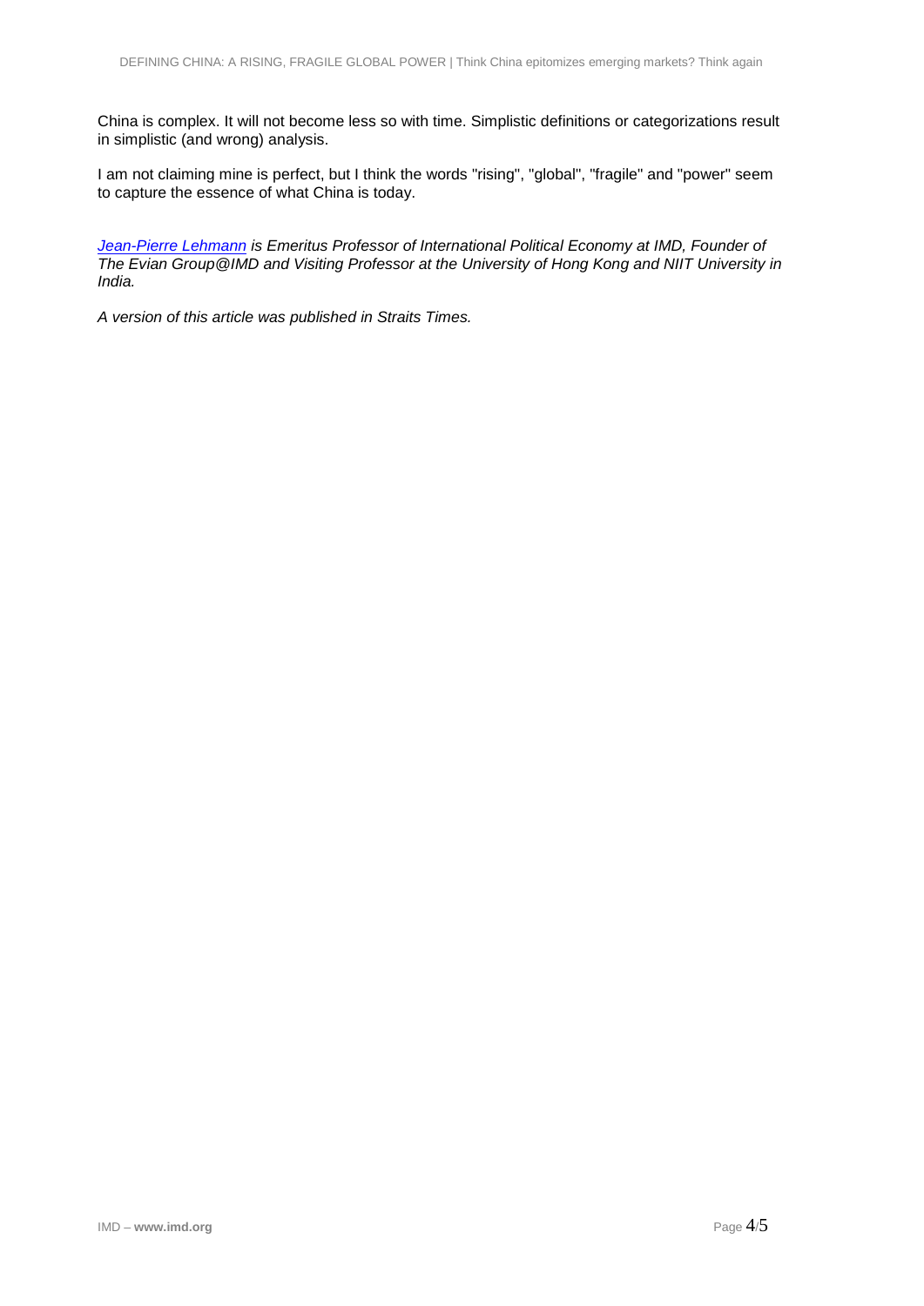China is complex. It will not become less so with time. Simplistic definitions or categorizations result in simplistic (and wrong) analysis.

I am not claiming mine is perfect, but I think the words "rising", "global", "fragile" and "power" seem to capture the essence of what China is today.

*[Jean-Pierre Lehmann](#) is Emeritus Professor of International Political Economy at IMD, Founder of The Evian Group@IMD and Visiting Professor at the University of Hong Kong and NIIT University in India.*

*A version of this article was published in Straits Times.*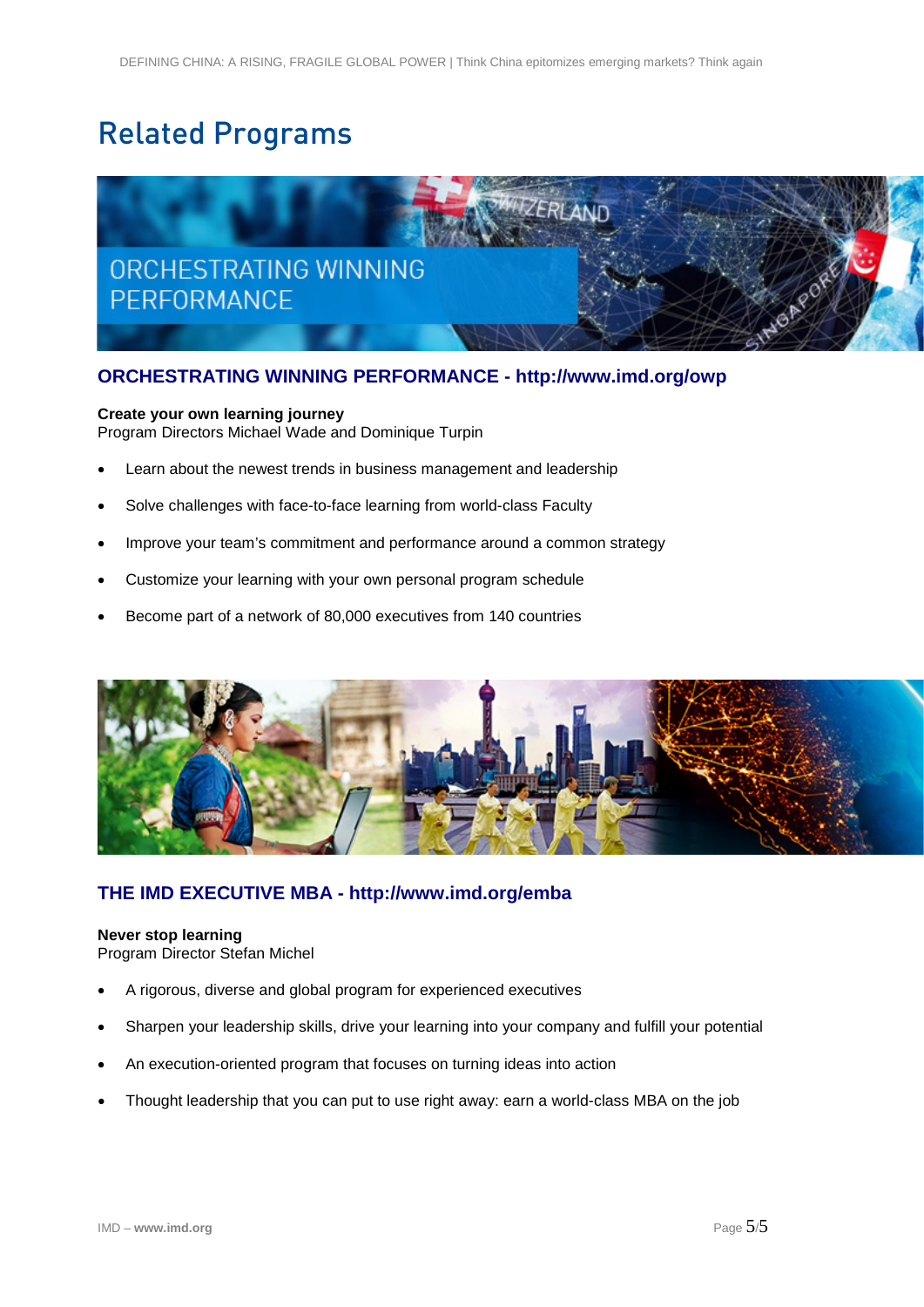# Related Programs

## ORCHESTRATING WINNING PERFORMANCE - http://www.imd.org/owp

**Create your own learning journey**
Program Directors Michael Wade and Dominique Turpin

- Learn about the newest trends in business management and leadership
- Solve challenges with face-to-face learning from world-class Faculty
- Improve your team's commitment and performance around a common strategy
- Customize your learning with your own personal program schedule
- Become part of a network of 80,000 executives from 140 countries

## THE IMD EXECUTIVE MBA - http://www.imd.org/emba

**Never stop learning**
Program Director Stefan Michel

- A rigorous, diverse and global program for experienced executives
- Sharpen your leadership skills, drive your learning into your company and fulfill your potential
- An execution-oriented program that focuses on turning ideas into action
- Thought leadership that you can put to use right away: earn a world-class MBA on the job